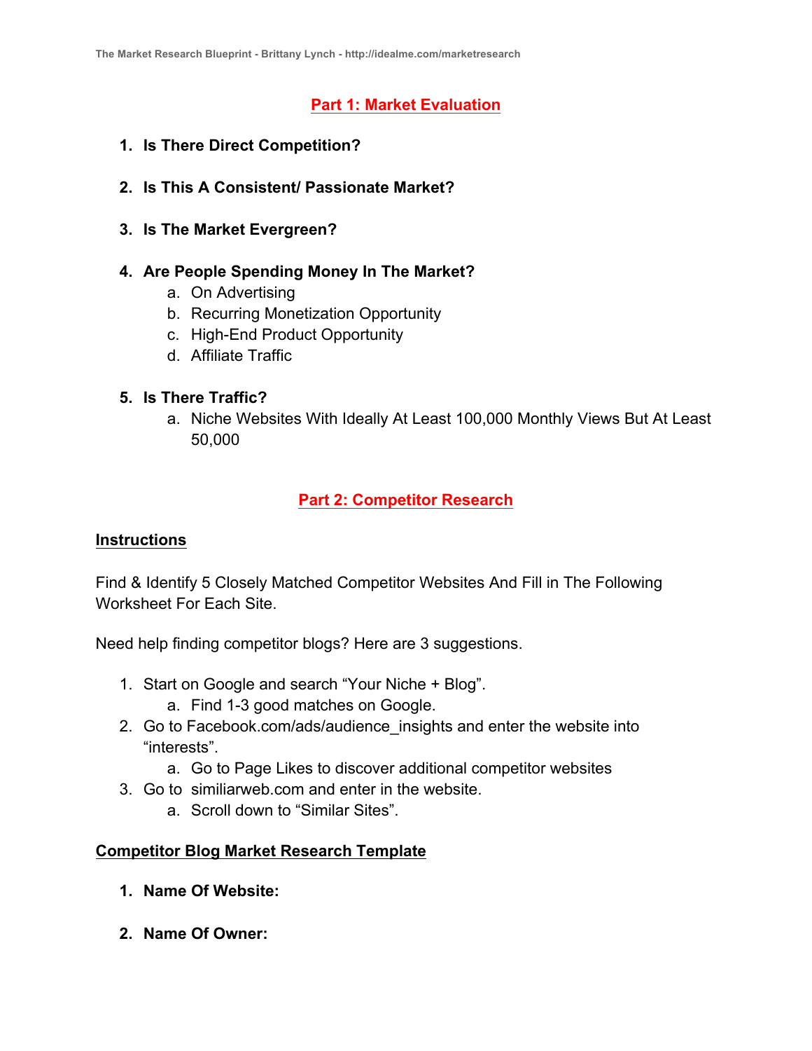## Part 1: Market Evaluation

1. **Is There Direct Competition?**

2. **Is This A Consistent/ Passionate Market?**

3. **Is The Market Evergreen?**

4. **Are People Spending Money In The Market?**
   a. On Advertising
   b. Recurring Monetization Opportunity
   c. High-End Product Opportunity
   d. Affiliate Traffic

5. **Is There Traffic?**
   a. Niche Websites With Ideally At Least 100,000 Monthly Views But At Least 50,000

## Part 2: Competitor Research

### Instructions

Find & Identify 5 Closely Matched Competitor Websites And Fill in The Following Worksheet For Each Site.

Need help finding competitor blogs? Here are 3 suggestions.

1. Start on Google and search "Your Niche + Blog".
   a. Find 1-3 good matches on Google.
2. Go to Facebook.com/ads/audience_insights and enter the website into "interests".
   a. Go to Page Likes to discover additional competitor websites
3. Go to similiarweb.com and enter in the website.
   a. Scroll down to "Similar Sites".

### Competitor Blog Market Research Template

1. **Name Of Website:**

2. **Name Of Owner:**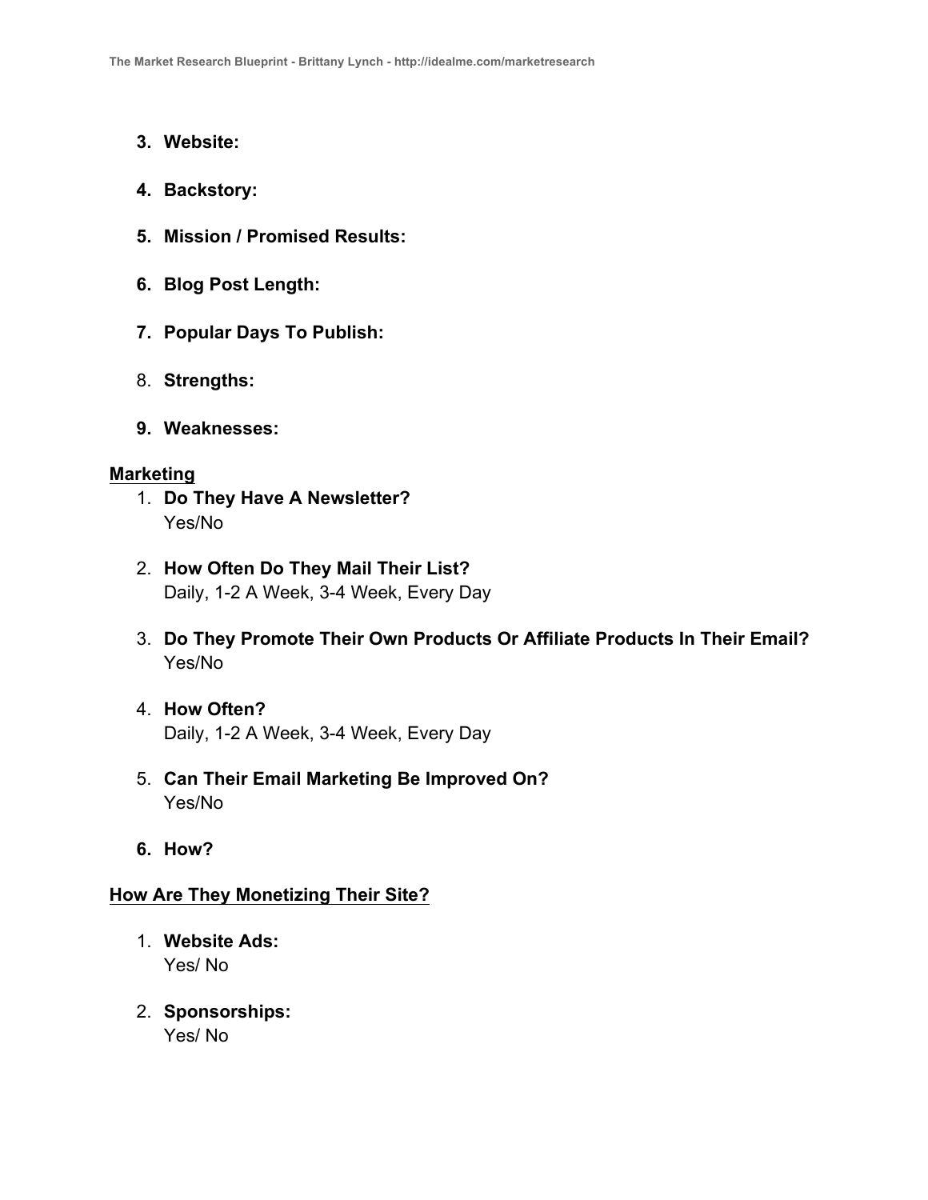3. **Website:**

4. **Backstory:**

5. **Mission / Promised Results:**

6. **Blog Post Length:**

7. **Popular Days To Publish:**

8. **Strengths:**

9. **Weaknesses:**

<u>**Marketing**</u>

1. **Do They Have A Newsletter?**
   Yes/No

2. **How Often Do They Mail Their List?**
   Daily, 1-2 A Week, 3-4 Week, Every Day

3. **Do They Promote Their Own Products Or Affiliate Products In Their Email?**
   Yes/No

4. **How Often?**
   Daily, 1-2 A Week, 3-4 Week, Every Day

5. **Can Their Email Marketing Be Improved On?**
   Yes/No

6. **How?**

<u>**How Are They Monetizing Their Site?**</u>

1. **Website Ads:**
   Yes/ No

2. **Sponsorships:**
   Yes/ No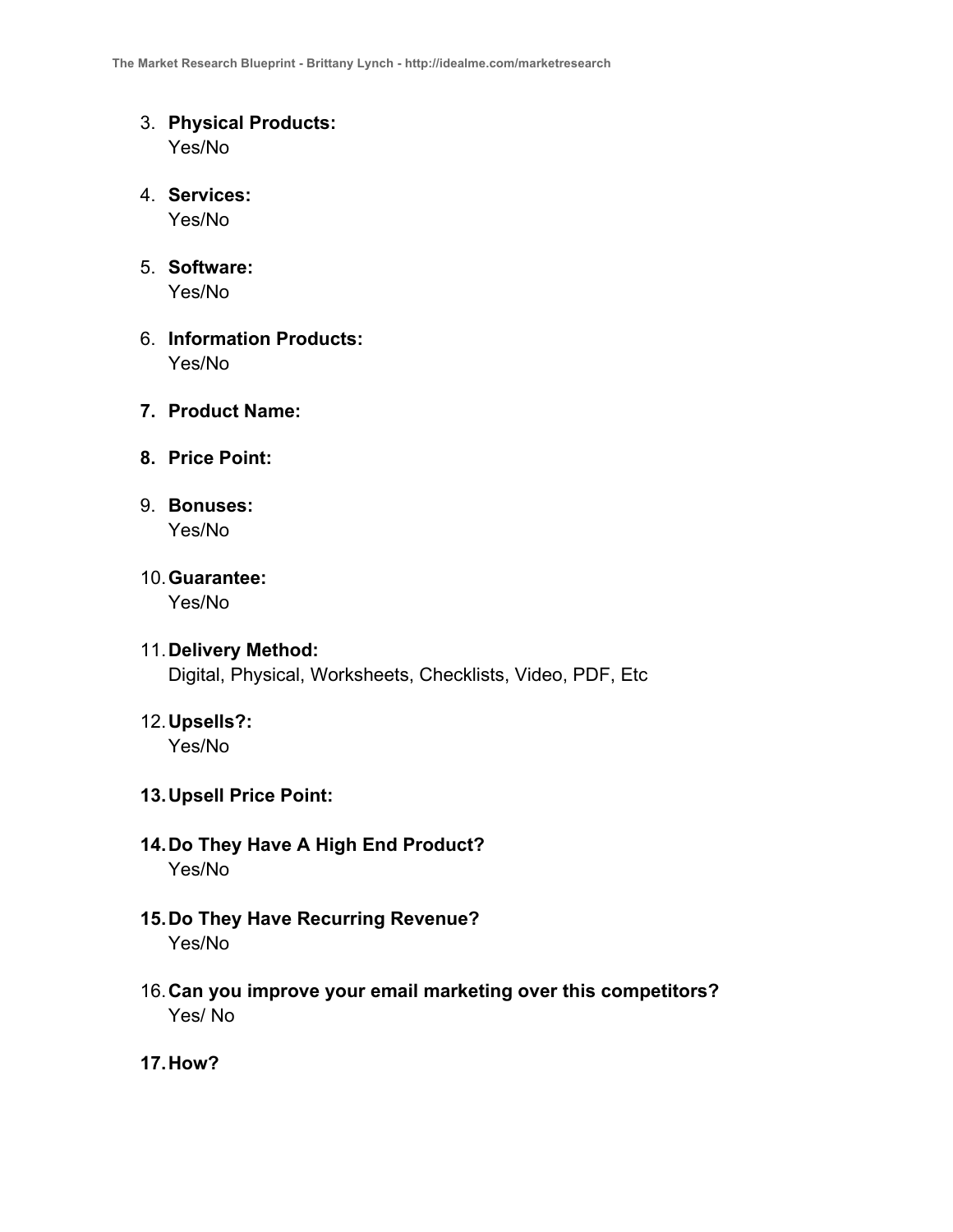3. **Physical Products:**
   Yes/No

4. **Services:**
   Yes/No

5. **Software:**
   Yes/No

6. **Information Products:**
   Yes/No

7. **Product Name:**

8. **Price Point:**

9. **Bonuses:**
   Yes/No

10. **Guarantee:**
    Yes/No

11. **Delivery Method:**
    Digital, Physical, Worksheets, Checklists, Video, PDF, Etc

12. **Upsells?:**
    Yes/No

13. **Upsell Price Point:**

14. **Do They Have A High End Product?**
    Yes/No

15. **Do They Have Recurring Revenue?**
    Yes/No

16. **Can you improve your email marketing over this competitors?**
    Yes/ No

17. **How?**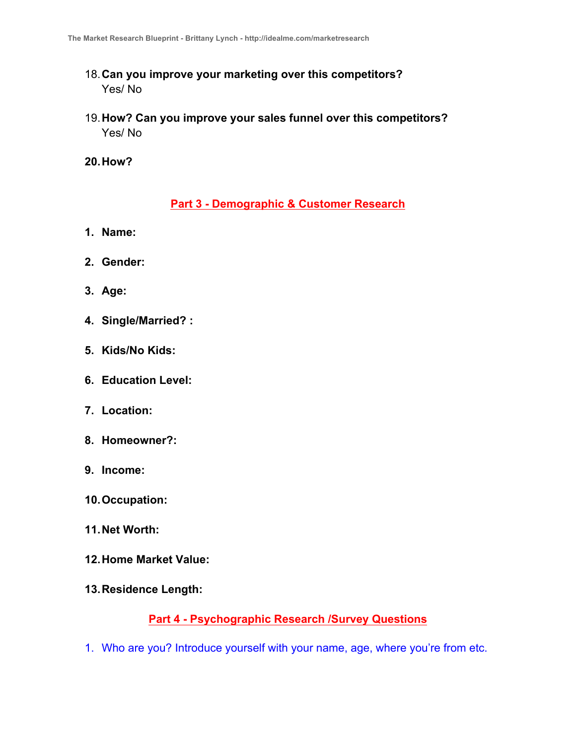18. **Can you improve your marketing over this competitors?**
    Yes/ No

19. **How? Can you improve your sales funnel over this competitors?**
    Yes/ No

20. **How?**

## Part 3 - Demographic & Customer Research

1. **Name:**
2. **Gender:**
3. **Age:**
4. **Single/Married? :**
5. **Kids/No Kids:**
6. **Education Level:**
7. **Location:**
8. **Homeowner?:**
9. **Income:**
10. **Occupation:**
11. **Net Worth:**
12. **Home Market Value:**
13. **Residence Length:**

## Part 4 - Psychographic Research /Survey Questions

1. Who are you? Introduce yourself with your name, age, where you're from etc.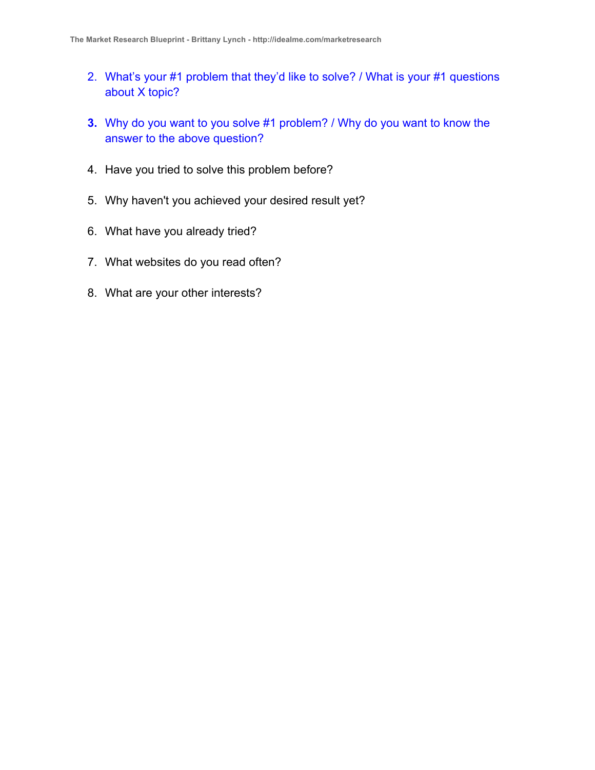2. What’s your #1 problem that they’d like to solve? / What is your #1 questions about X topic?

3. Why do you want to you solve #1 problem? / Why do you want to know the answer to the above question?

4. Have you tried to solve this problem before?

5. Why haven't you achieved your desired result yet?

6. What have you already tried?

7. What websites do you read often?

8. What are your other interests?